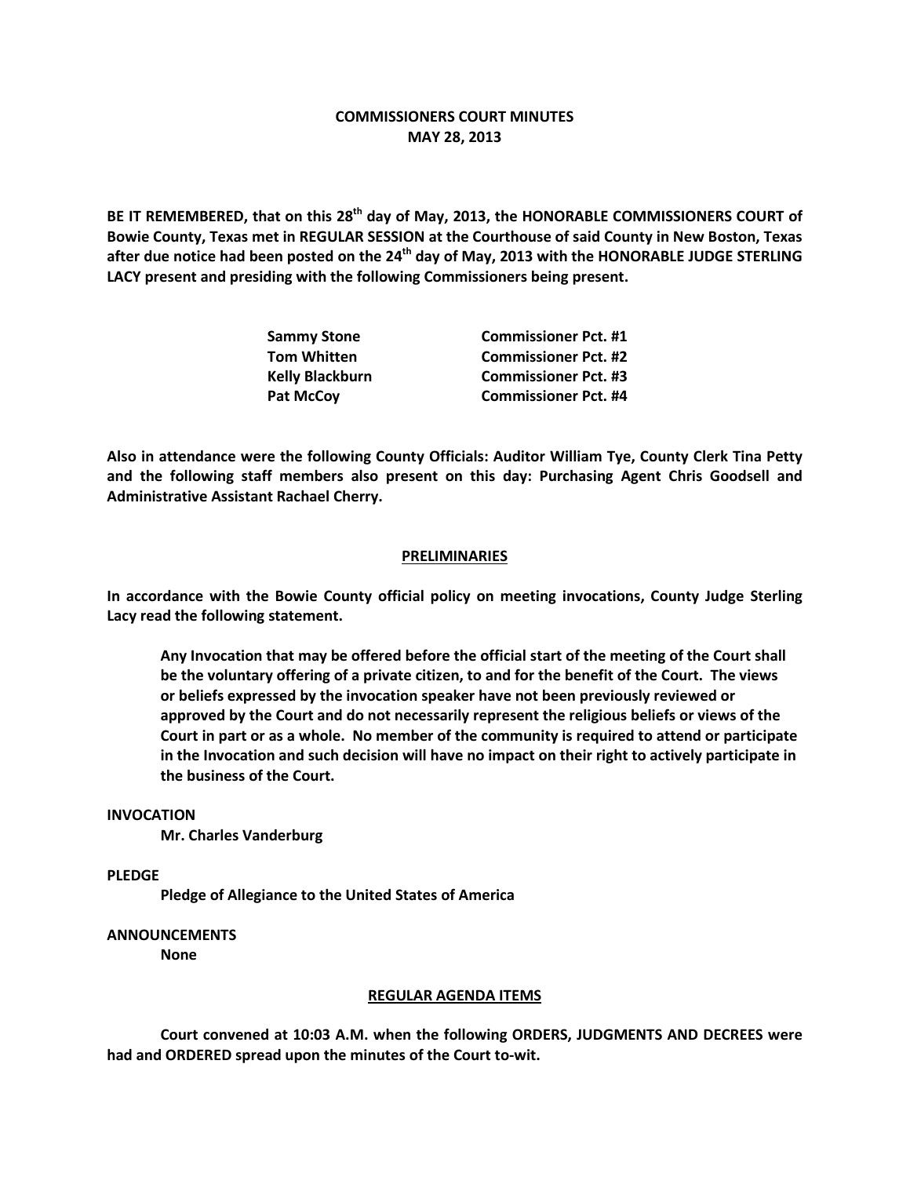# COMMISSIONERS COURT MINUTES
## MAY 28, 2013

**BE IT REMEMBERED, that on this 28th day of May, 2013, the HONORABLE COMMISSIONERS COURT of Bowie County, Texas met in REGULAR SESSION at the Courthouse of said County in New Boston, Texas after due notice had been posted on the 24th day of May, 2013 with the HONORABLE JUDGE STERLING LACY present and presiding with the following Commissioners being present.**

| | |
|---|---|
| **Sammy Stone** | **Commissioner Pct. #1** |
| **Tom Whitten** | **Commissioner Pct. #2** |
| **Kelly Blackburn** | **Commissioner Pct. #3** |
| **Pat McCoy** | **Commissioner Pct. #4** |

**Also in attendance were the following County Officials: Auditor William Tye, County Clerk Tina Petty and the following staff members also present on this day: Purchasing Agent Chris Goodsell and Administrative Assistant Rachael Cherry.**

### PRELIMINARIES

**In accordance with the Bowie County official policy on meeting invocations, County Judge Sterling Lacy read the following statement.**

> **Any Invocation that may be offered before the official start of the meeting of the Court shall be the voluntary offering of a private citizen, to and for the benefit of the Court. The views or beliefs expressed by the invocation speaker have not been previously reviewed or approved by the Court and do not necessarily represent the religious beliefs or views of the Court in part or as a whole. No member of the community is required to attend or participate in the Invocation and such decision will have no impact on their right to actively participate in the business of the Court.**

**INVOCATION**

**Mr. Charles Vanderburg**

**PLEDGE**

**Pledge of Allegiance to the United States of America**

**ANNOUNCEMENTS**

**None**

### REGULAR AGENDA ITEMS

**Court convened at 10:03 A.M. when the following ORDERS, JUDGMENTS AND DECREES were had and ORDERED spread upon the minutes of the Court to-wit.**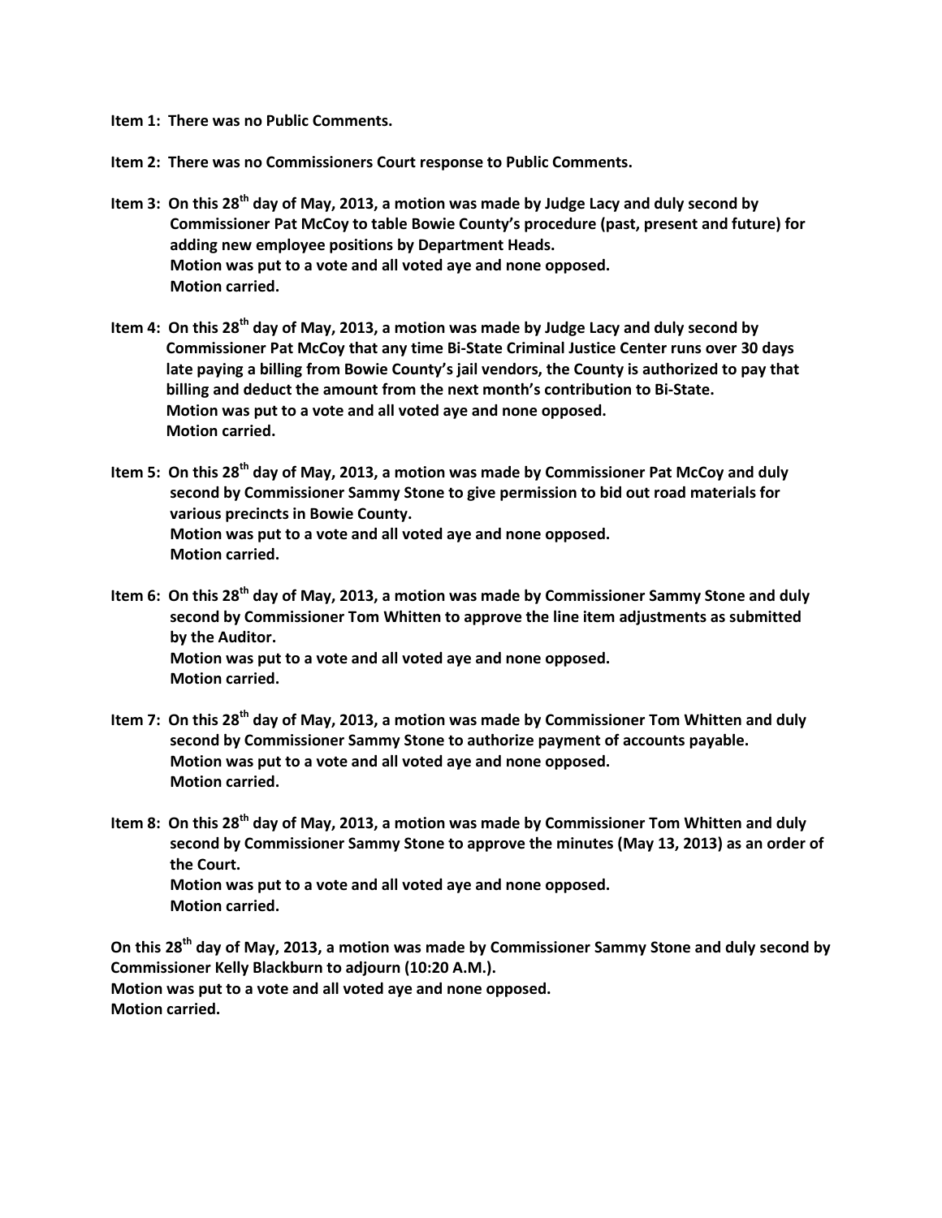**Item 1: There was no Public Comments.**

**Item 2: There was no Commissioners Court response to Public Comments.**

**Item 3: On this 28th day of May, 2013, a motion was made by Judge Lacy and duly second by Commissioner Pat McCoy to table Bowie County's procedure (past, present and future) for adding new employee positions by Department Heads.**
**Motion was put to a vote and all voted aye and none opposed.**
**Motion carried.**

**Item 4: On this 28th day of May, 2013, a motion was made by Judge Lacy and duly second by Commissioner Pat McCoy that any time Bi-State Criminal Justice Center runs over 30 days late paying a billing from Bowie County's jail vendors, the County is authorized to pay that billing and deduct the amount from the next month's contribution to Bi-State.**
**Motion was put to a vote and all voted aye and none opposed.**
**Motion carried.**

**Item 5: On this 28th day of May, 2013, a motion was made by Commissioner Pat McCoy and duly second by Commissioner Sammy Stone to give permission to bid out road materials for various precincts in Bowie County.**
**Motion was put to a vote and all voted aye and none opposed.**
**Motion carried.**

**Item 6: On this 28th day of May, 2013, a motion was made by Commissioner Sammy Stone and duly second by Commissioner Tom Whitten to approve the line item adjustments as submitted by the Auditor.**
**Motion was put to a vote and all voted aye and none opposed.**
**Motion carried.**

**Item 7: On this 28th day of May, 2013, a motion was made by Commissioner Tom Whitten and duly second by Commissioner Sammy Stone to authorize payment of accounts payable.**
**Motion was put to a vote and all voted aye and none opposed.**
**Motion carried.**

**Item 8: On this 28th day of May, 2013, a motion was made by Commissioner Tom Whitten and duly second by Commissioner Sammy Stone to approve the minutes (May 13, 2013) as an order of the Court.**
**Motion was put to a vote and all voted aye and none opposed.**
**Motion carried.**

**On this 28th day of May, 2013, a motion was made by Commissioner Sammy Stone and duly second by Commissioner Kelly Blackburn to adjourn (10:20 A.M.).**
**Motion was put to a vote and all voted aye and none opposed.**
**Motion carried.**